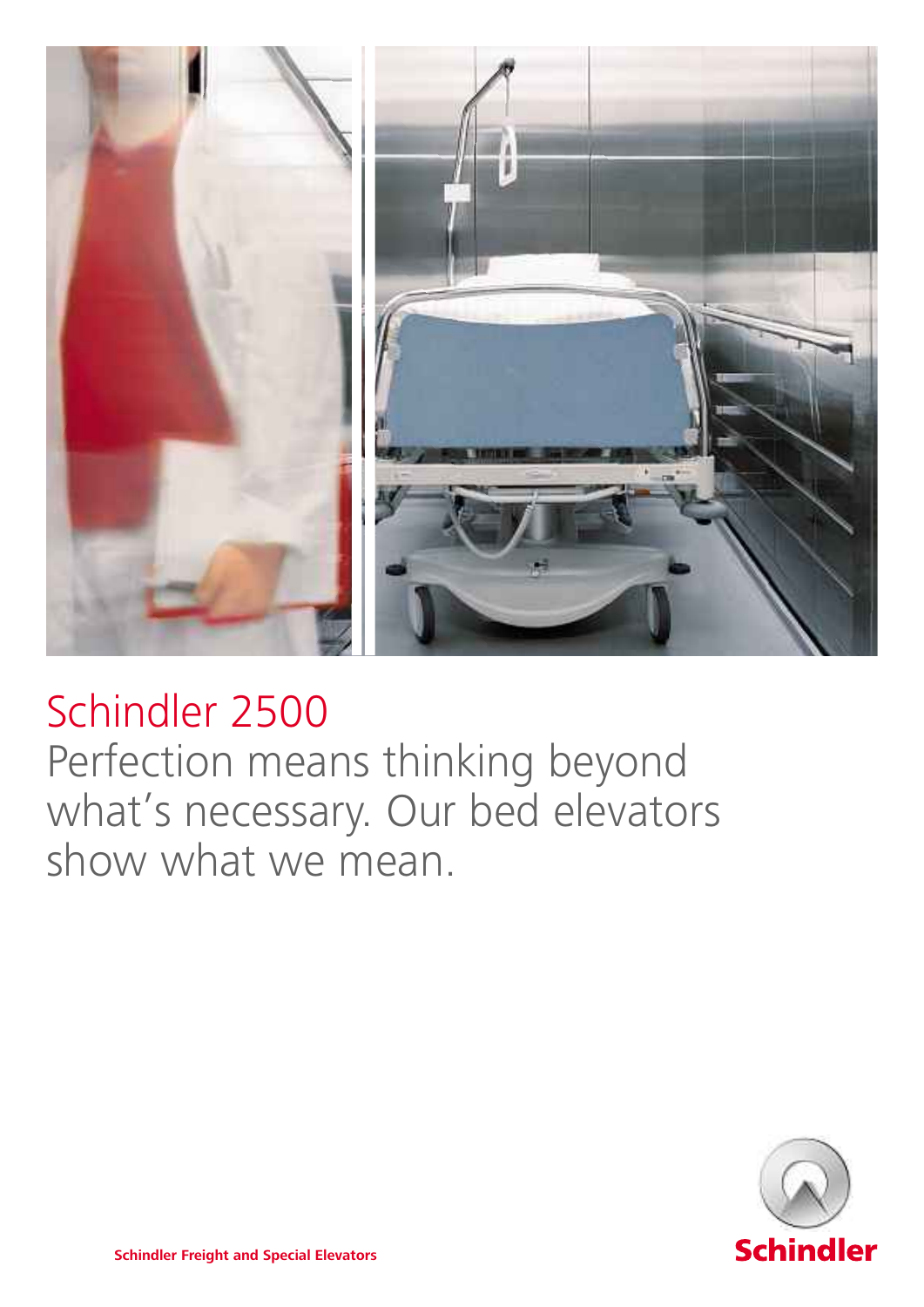# Schindler 2500

Perfection means thinking beyond what's necessary. Our bed elevators show what we mean.

**Schindler Freight and Special Elevators**

Schindler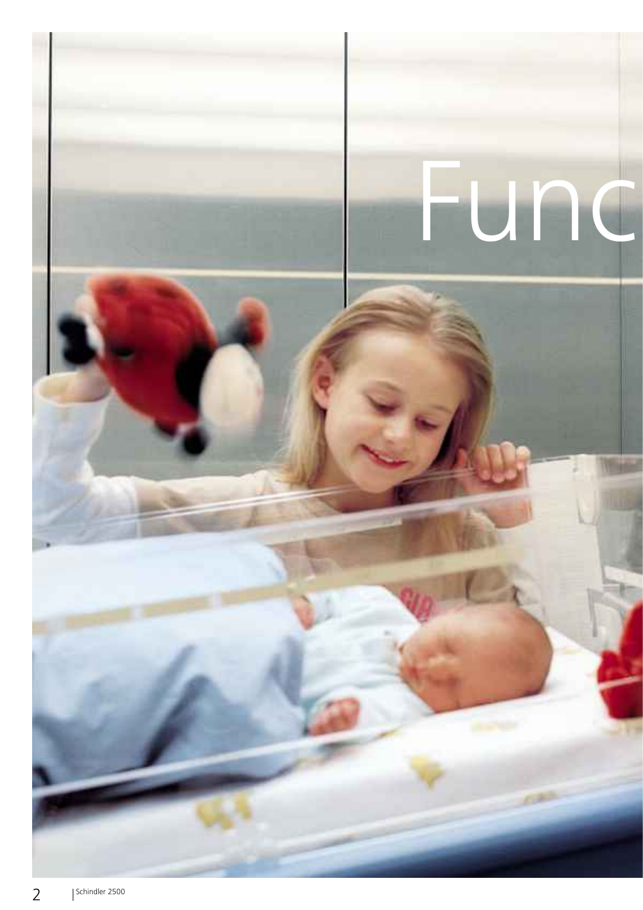Func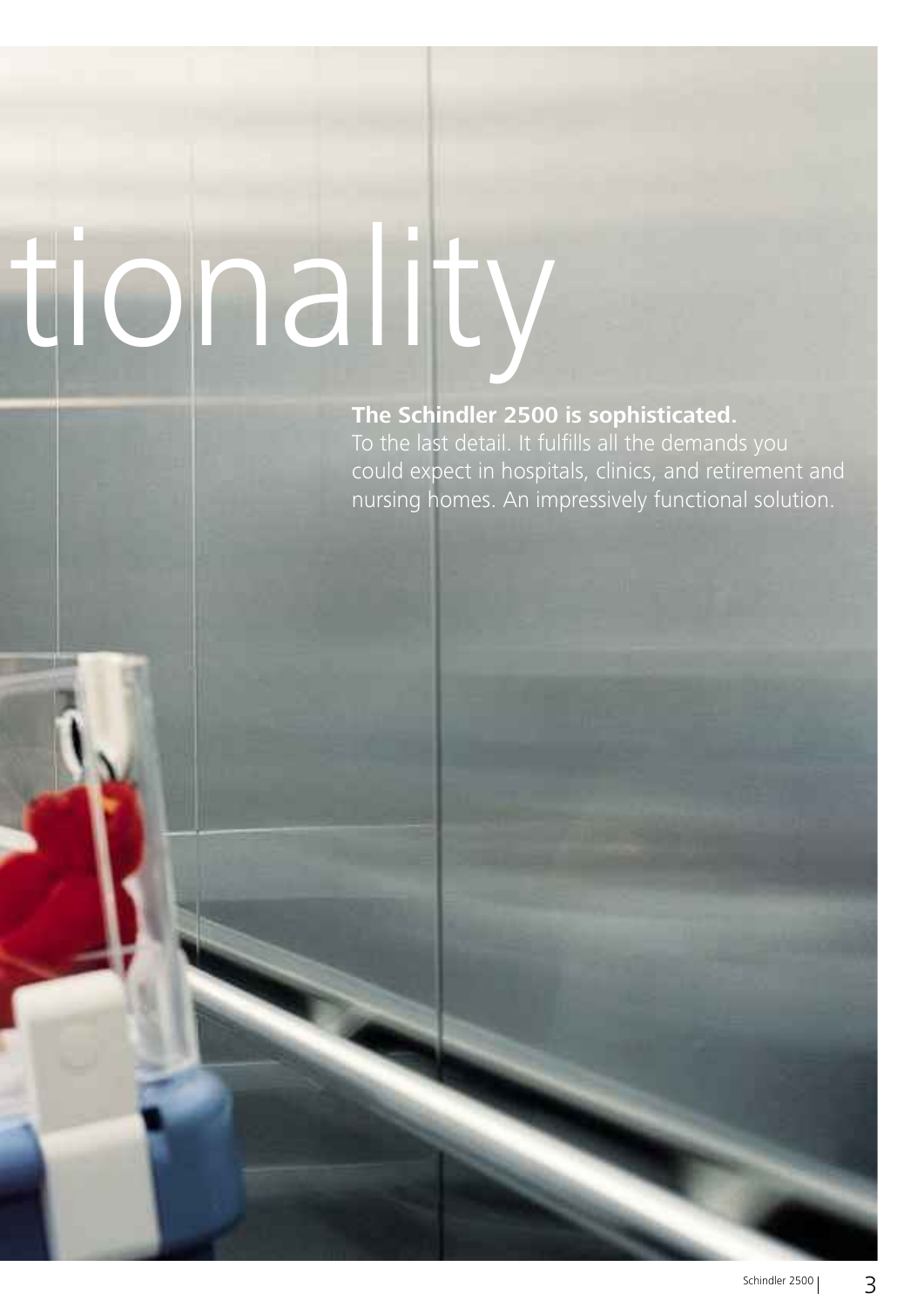# tionality

**The Schindler 2500 is sophisticated.**
To the last detail. It fulfills all the demands you could expect in hospitals, clinics, and retirement and nursing homes. An impressively functional solution.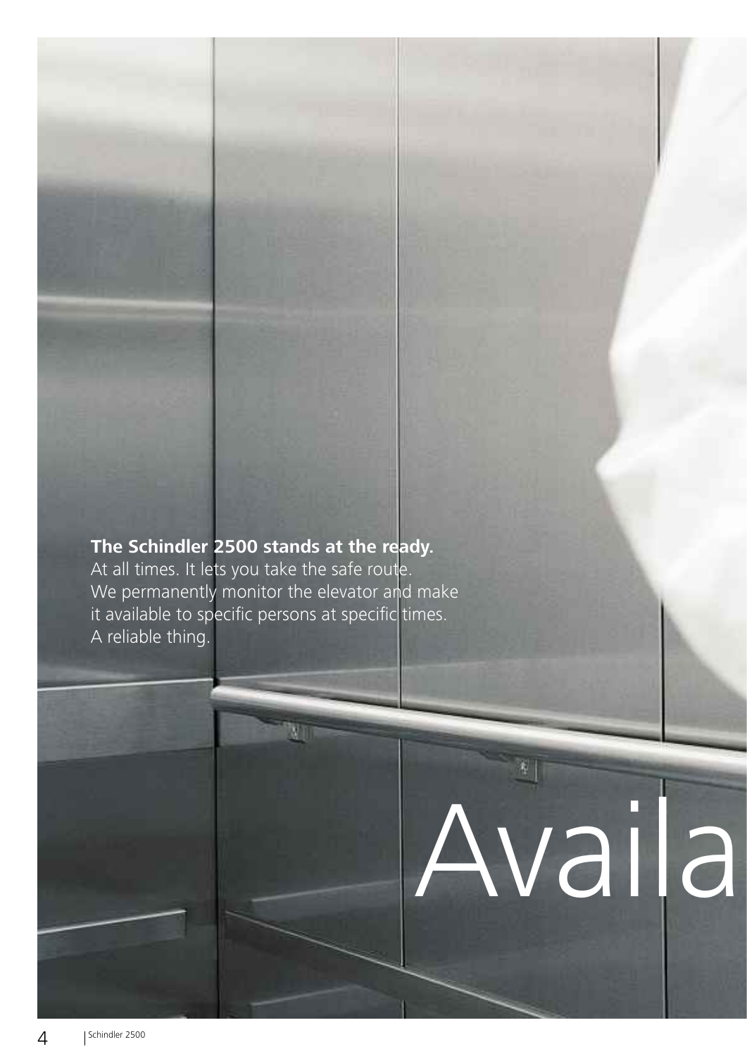**The Schindler 2500 stands at the ready.**
At all times. It lets you take the safe route.
We permanently monitor the elevator and make it available to specific persons at specific times.
A reliable thing.

# Availa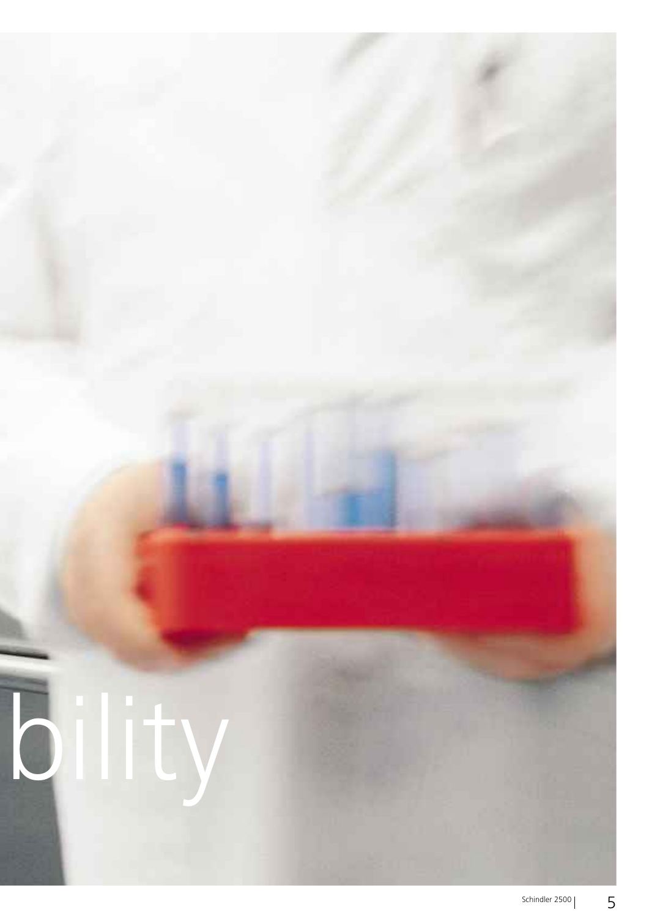bility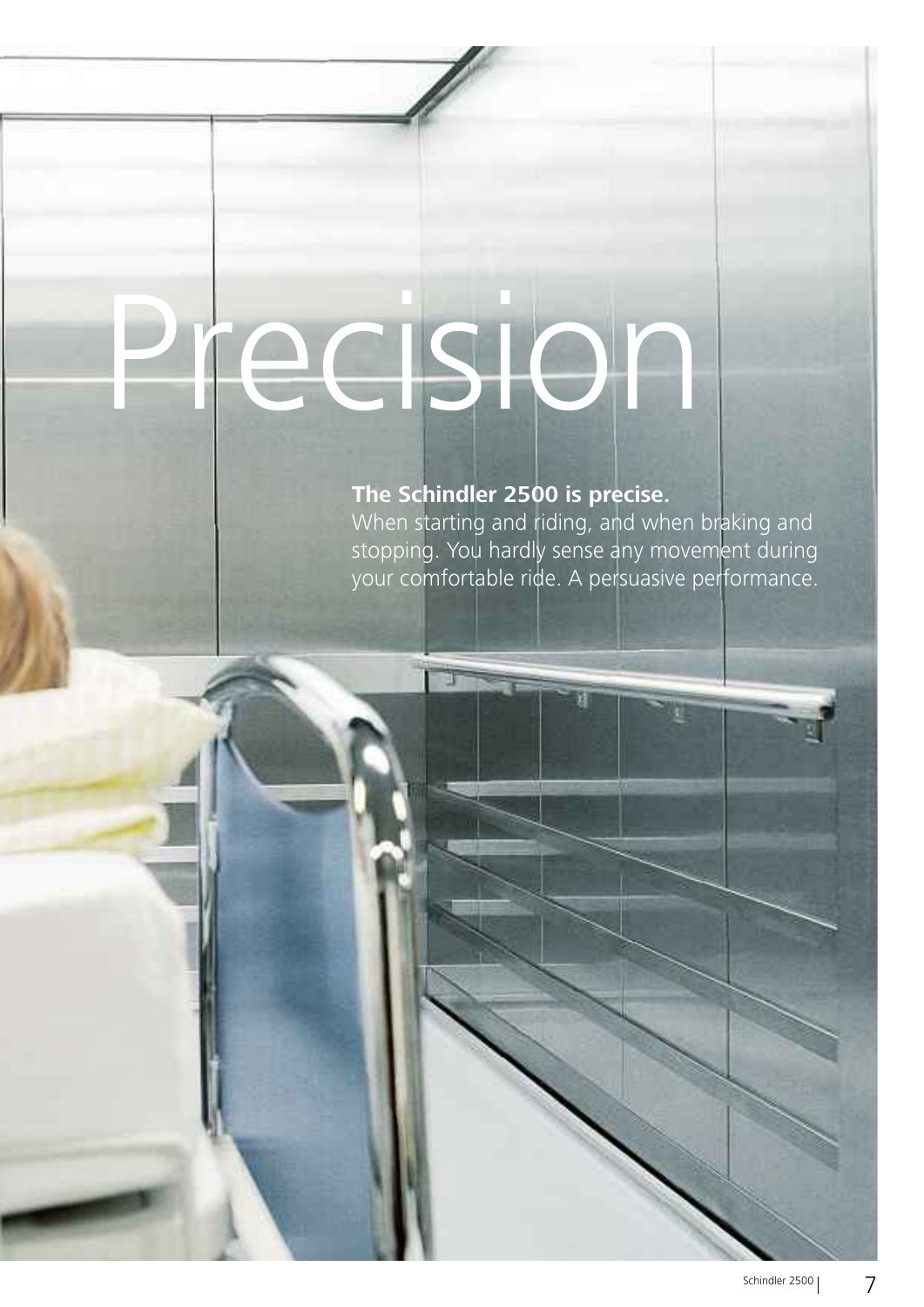# Precision

**The Schindler 2500 is precise.**
When starting and riding, and when braking and stopping. You hardly sense any movement during your comfortable ride. A persuasive performance.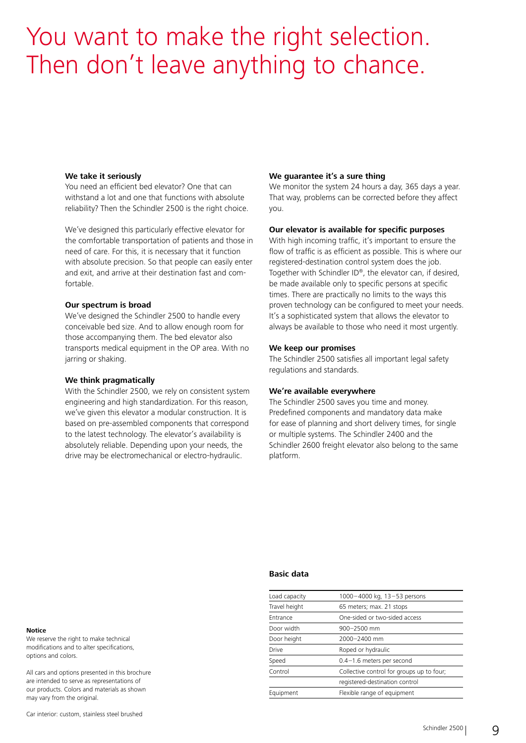# You want to make the right selection. Then don’t leave anything to chance.

**We take it seriously**
You need an efficient bed elevator? One that can withstand a lot and one that functions with absolute reliability? Then the Schindler 2500 is the right choice.

We’ve designed this particularly effective elevator for the comfortable transportation of patients and those in need of care. For this, it is necessary that it function with absolute precision. So that people can easily enter and exit, and arrive at their destination fast and comfortable.

**Our spectrum is broad**
We’ve designed the Schindler 2500 to handle every conceivable bed size. And to allow enough room for those accompanying them. The bed elevator also transports medical equipment in the OP area. With no jarring or shaking.

**We think pragmatically**
With the Schindler 2500, we rely on consistent system engineering and high standardization. For this reason, we’ve given this elevator a modular construction. It is based on pre-assembled components that correspond to the latest technology. The elevator’s availability is absolutely reliable. Depending upon your needs, the drive may be electromechanical or electro-hydraulic.

**We guarantee it’s a sure thing**
We monitor the system 24 hours a day, 365 days a year. That way, problems can be corrected before they affect you.

**Our elevator is available for specific purposes**
With high incoming traffic, it’s important to ensure the flow of traffic is as efficient as possible. This is where our registered-destination control system does the job. Together with Schindler ID®, the elevator can, if desired, be made available only to specific persons at specific times. There are practically no limits to the ways this proven technology can be configured to meet your needs. It’s a sophisticated system that allows the elevator to always be available to those who need it most urgently.

**We keep our promises**
The Schindler 2500 satisfies all important legal safety regulations and standards.

**We’re available everywhere**
The Schindler 2500 saves you time and money. Predefined components and mandatory data make for ease of planning and short delivery times, for single or multiple systems. The Schindler 2400 and the Schindler 2600 freight elevator also belong to the same platform.

**Basic data**

| | |
|---|---|
| Load capacity | 1000–4000 kg, 13–53 persons |
| Travel height | 65 meters; max. 21 stops |
| Entrance | One-sided or two-sided access |
| Door width | 900–2500 mm |
| Door height | 2000–2400 mm |
| Drive | Roped or hydraulic |
| Speed | 0.4–1.6 meters per second |
| Control | Collective control for groups up to four; |
| | registered-destination control |
| Equipment | Flexible range of equipment |

**Notice**
We reserve the right to make technical modifications and to alter specifications, options and colors.

All cars and options presented in this brochure are intended to serve as representations of our products. Colors and materials as shown may vary from the original.

Car interior: custom, stainless steel brushed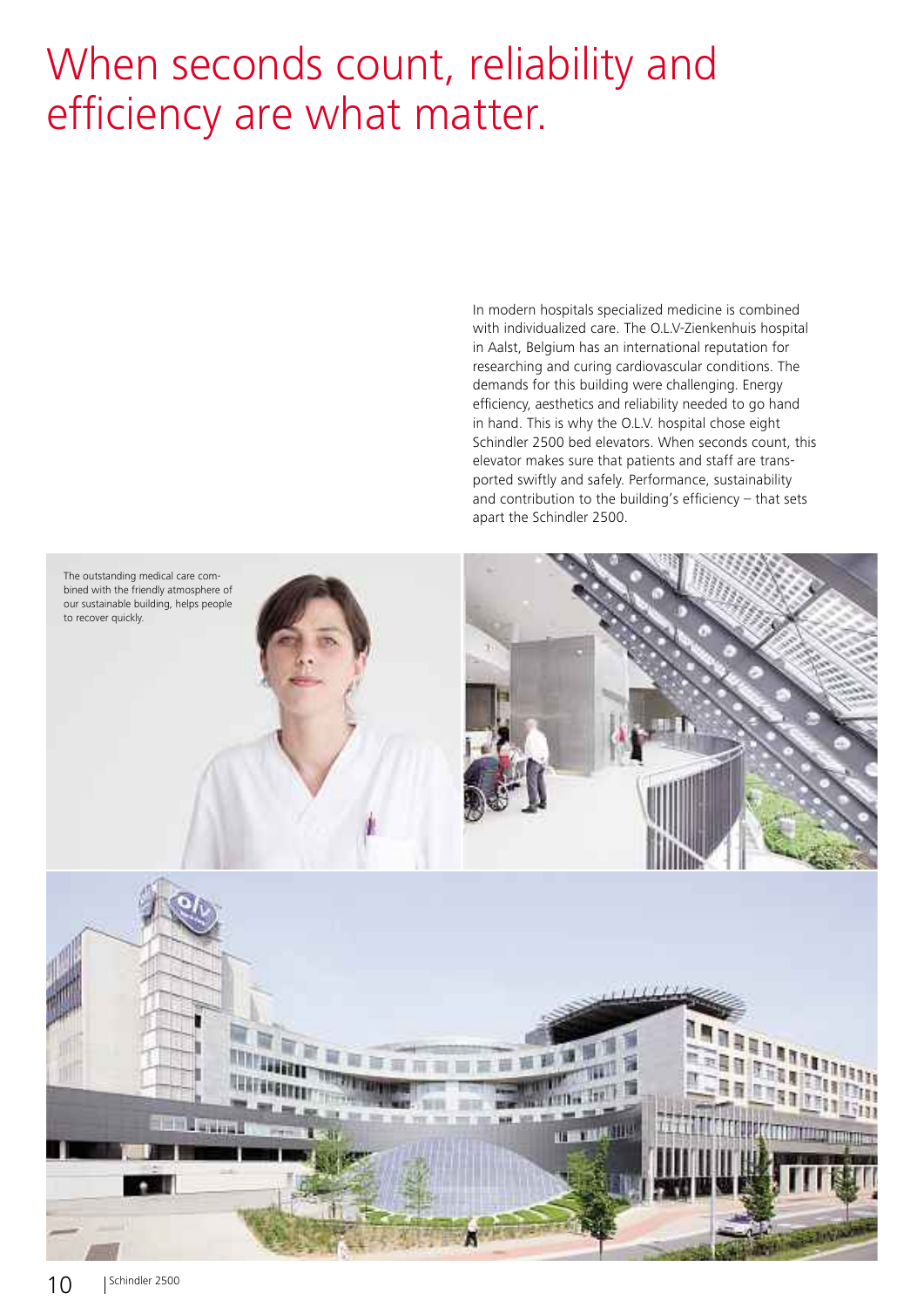# When seconds count, reliability and efficiency are what matter.

In modern hospitals specialized medicine is combined with individualized care. The O.L.V-Zienkenhuis hospital in Aalst, Belgium has an international reputation for researching and curing cardiovascular conditions. The demands for this building were challenging. Energy efficiency, aesthetics and reliability needed to go hand in hand. This is why the O.L.V. hospital chose eight Schindler 2500 bed elevators. When seconds count, this elevator makes sure that patients and staff are transported swiftly and safely. Performance, sustainability and contribution to the building's efficiency – that sets apart the Schindler 2500.

The outstanding medical care combined with the friendly atmosphere of our sustainable building, helps people to recover quickly.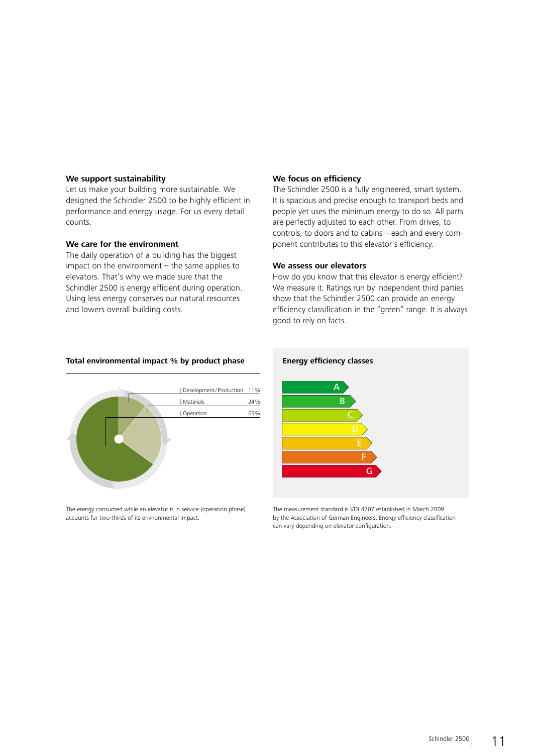**We support sustainability**

Let us make your building more sustainable. We designed the Schindler 2500 to be highly efficient in performance and energy usage. For us every detail counts.

**We care for the environment**

The daily operation of a building has the biggest impact on the environment – the same applies to elevators. That's why we made sure that the Schindler 2500 is energy efficient during operation. Using less energy conserves our natural resources and lowers overall building costs.

**We focus on efficiency**

The Schindler 2500 is a fully engineered, smart system. It is spacious and precise enough to transport beds and people yet uses the minimum energy to do so. All parts are perfectly adjusted to each other. From drives, to controls, to doors and to cabins – each and every component contributes to this elevator's efficiency.

**We assess our elevators**

How do you know that this elevator is energy efficient? We measure it. Ratings run by independent third parties show that the Schindler 2500 can provide an energy efficiency classification in the "green" range. It is always good to rely on facts.

**Total environmental impact % by product phase**

| Phase | % |
| --- | --- |
| Development / Production | 11 % |
| Materials | 24 % |
| Operation | 65 % |

The energy consumed while an elevator is in service (operation phase) accounts for two-thirds of its environmental impact.

**Energy efficiency classes**

A
B
C
D
E
F
G

The measurement standard is VDI 4707 established in March 2009 by the Association of German Engineers. Energy efficiency classification can vary depending on elevator configuration.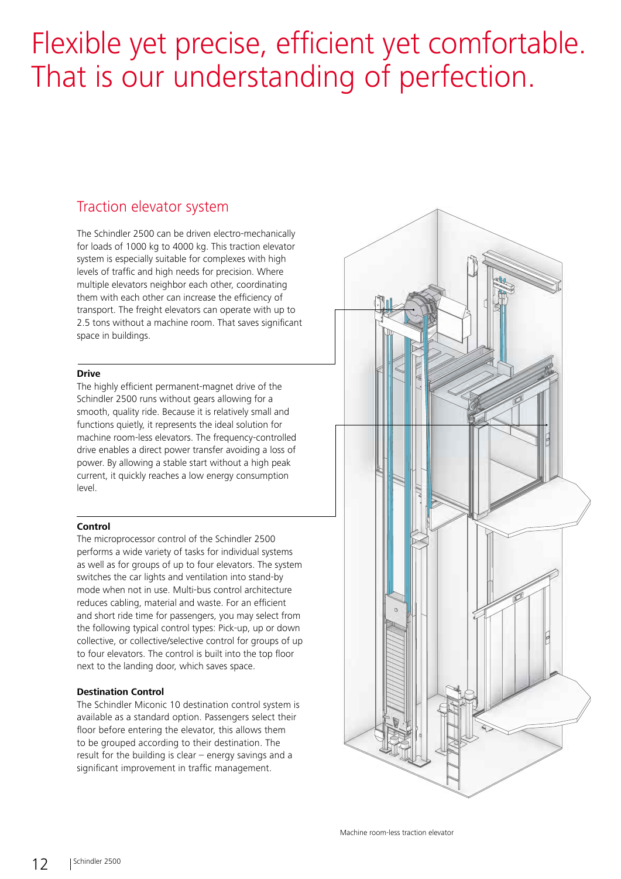# Flexible yet precise, efficient yet comfortable. That is our understanding of perfection.

## Traction elevator system

The Schindler 2500 can be driven electro-mechanically for loads of 1000 kg to 4000 kg. This traction elevator system is especially suitable for complexes with high levels of traffic and high needs for precision. Where multiple elevators neighbor each other, coordinating them with each other can increase the efficiency of transport. The freight elevators can operate with up to 2.5 tons without a machine room. That saves significant space in buildings.

**Drive**

The highly efficient permanent-magnet drive of the Schindler 2500 runs without gears allowing for a smooth, quality ride. Because it is relatively small and functions quietly, it represents the ideal solution for machine room-less elevators. The frequency-controlled drive enables a direct power transfer avoiding a loss of power. By allowing a stable start without a high peak current, it quickly reaches a low energy consumption level.

**Control**

The microprocessor control of the Schindler 2500 performs a wide variety of tasks for individual systems as well as for groups of up to four elevators. The system switches the car lights and ventilation into stand-by mode when not in use. Multi-bus control architecture reduces cabling, material and waste. For an efficient and short ride time for passengers, you may select from the following typical control types: Pick-up, up or down collective, or collective/selective control for groups of up to four elevators. The control is built into the top floor next to the landing door, which saves space.

**Destination Control**

The Schindler Miconic 10 destination control system is available as a standard option. Passengers select their floor before entering the elevator, this allows them to be grouped according to their destination. The result for the building is clear – energy savings and a significant improvement in traffic management.

Machine room-less traction elevator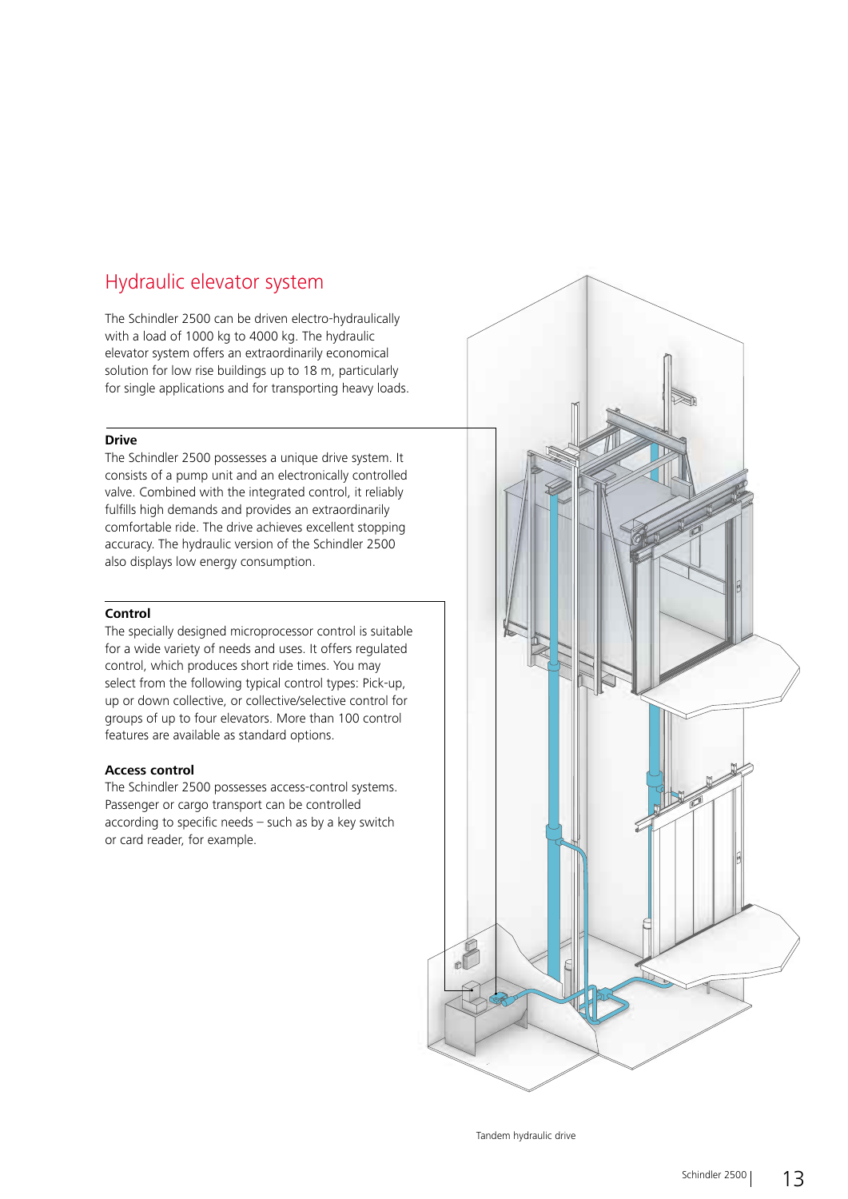# Hydraulic elevator system

The Schindler 2500 can be driven electro-hydraulically with a load of 1000 kg to 4000 kg. The hydraulic elevator system offers an extraordinarily economical solution for low rise buildings up to 18 m, particularly for single applications and for transporting heavy loads.

**Drive**

The Schindler 2500 possesses a unique drive system. It consists of a pump unit and an electronically controlled valve. Combined with the integrated control, it reliably fulfills high demands and provides an extraordinarily comfortable ride. The drive achieves excellent stopping accuracy. The hydraulic version of the Schindler 2500 also displays low energy consumption.

**Control**

The specially designed microprocessor control is suitable for a wide variety of needs and uses. It offers regulated control, which produces short ride times. You may select from the following typical control types: Pick-up, up or down collective, or collective/selective control for groups of up to four elevators. More than 100 control features are available as standard options.

**Access control**

The Schindler 2500 possesses access-control systems. Passenger or cargo transport can be controlled according to specific needs – such as by a key switch or card reader, for example.

Tandem hydraulic drive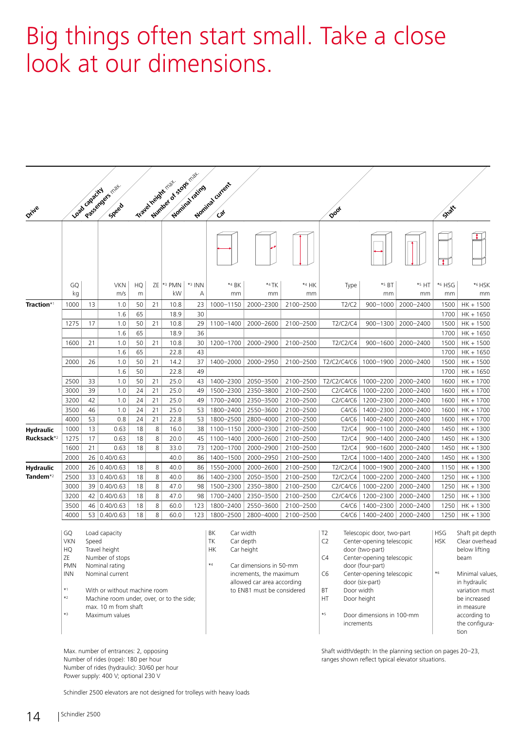# Big things often start small. Take a close look at our dimensions.

| Drive | Load capacity | Passengers max. | Speed | Travel height max. | Number of stops max. | Nominal rating | Nominal current | Car | | | Door | | | Shaft | |
|---|---|---|---|---|---|---|---|---|---|---|---|---|---|---|---|
| | GQ kg | | VKN m/s | HQ m | ZE | *3 PMN kW | *3 INN A | *4 BK mm | *4 TK mm | *4 HK mm | Type | *5 BT mm | *5 HT mm | *6 HSG mm | *6 HSK mm |
| **Traction***1 | 1000 | 13 | 1.0 | 50 | 21 | 10.8 | 23 | 1000–1150 | 2000–2300 | 2100–2500 | T2/C2 | 900–1000 | 2000–2400 | 1500 | HK + 1500 |
| | | | 1.6 | 65 | | 18.9 | 30 | | | | | | | 1700 | HK + 1650 |
| | 1275 | 17 | 1.0 | 50 | 21 | 10.8 | 29 | 1100–1400 | 2000–2600 | 2100–2500 | T2/C2/C4 | 900–1300 | 2000–2400 | 1500 | HK + 1500 |
| | | | 1.6 | 65 | | 18.9 | 36 | | | | | | | 1700 | HK + 1650 |
| | 1600 | 21 | 1.0 | 50 | 21 | 10.8 | 30 | 1200–1700 | 2000–2900 | 2100–2500 | T2/C2/C4 | 900–1600 | 2000–2400 | 1500 | HK + 1500 |
| | | | 1.6 | 65 | | 22.8 | 43 | | | | | | | 1700 | HK + 1650 |
| | 2000 | 26 | 1.0 | 50 | 21 | 14.2 | 37 | 1400–2000 | 2000–2950 | 2100–2500 | T2/C2/C4/C6 | 1000–1900 | 2000–2400 | 1500 | HK + 1500 |
| | | | 1.6 | 50 | | 22.8 | 49 | | | | | | | 1700 | HK + 1650 |
| | 2500 | 33 | 1.0 | 50 | 21 | 25.0 | 43 | 1400–2300 | 2050–3500 | 2100–2500 | T2/C2/C4/C6 | 1000–2200 | 2000–2400 | 1600 | HK + 1700 |
| | 3000 | 39 | 1.0 | 24 | 21 | 25.0 | 49 | 1500–2300 | 2350–3800 | 2100–2500 | C2/C4/C6 | 1000–2200 | 2000–2400 | 1600 | HK + 1700 |
| | 3200 | 42 | 1.0 | 24 | 21 | 25.0 | 49 | 1700–2400 | 2350–3500 | 2100–2500 | C2/C4/C6 | 1200–2300 | 2000–2400 | 1600 | HK + 1700 |
| | 3500 | 46 | 1.0 | 24 | 21 | 25.0 | 53 | 1800–2400 | 2550–3600 | 2100–2500 | C4/C6 | 1400–2300 | 2000–2400 | 1600 | HK + 1700 |
| | 4000 | 53 | 0.8 | 24 | 21 | 22.8 | 53 | 1800–2500 | 2800–4000 | 2100–2500 | C4/C6 | 1400–2400 | 2000–2400 | 1600 | HK + 1700 |
| **Hydraulic Rucksack***2 | 1000 | 13 | 0.63 | 18 | 8 | 16.0 | 38 | 1100–1150 | 2000–2300 | 2100–2500 | T2/C4 | 900–1100 | 2000–2400 | 1450 | HK + 1300 |
| | 1275 | 17 | 0.63 | 18 | 8 | 20.0 | 45 | 1100–1400 | 2000–2600 | 2100–2500 | T2/C4 | 900–1400 | 2000–2400 | 1450 | HK + 1300 |
| | 1600 | 21 | 0.63 | 18 | 8 | 33.0 | 73 | 1200–1700 | 2000–2900 | 2100–2500 | T2/C4 | 900–1600 | 2000–2400 | 1450 | HK + 1300 |
| | 2000 | 26 | 0.40/0.63 | | | 40.0 | 86 | 1400–1500 | 2000–2950 | 2100–2500 | T2/C4 | 1000–1400 | 2000–2400 | 1450 | HK + 1300 |
| **Hydraulic Tandem***2 | 2000 | 26 | 0.40/0.63 | 18 | 8 | 40.0 | 86 | 1550–2000 | 2000–2600 | 2100–2500 | T2/C2/C4 | 1000–1900 | 2000–2400 | 1150 | HK + 1300 |
| | 2500 | 33 | 0.40/0.63 | 18 | 8 | 40.0 | 86 | 1400–2300 | 2050–3500 | 2100–2500 | T2/C2/C4 | 1000–2200 | 2000–2400 | 1250 | HK + 1300 |
| | 3000 | 39 | 0.40/0.63 | 18 | 8 | 47.0 | 98 | 1500–2300 | 2350–3800 | 2100–2500 | C2/C4/C6 | 1000–2200 | 2000–2400 | 1250 | HK + 1300 |
| | 3200 | 42 | 0.40/0.63 | 18 | 8 | 47.0 | 98 | 1700–2400 | 2350–3500 | 2100–2500 | C2/C4/C6 | 1200–2300 | 2000–2400 | 1250 | HK + 1300 |
| | 3500 | 46 | 0.40/0.63 | 18 | 8 | 60.0 | 123 | 1800–2400 | 2550–3600 | 2100–2500 | C4/C6 | 1400–2300 | 2000–2400 | 1250 | HK + 1300 |
| | 4000 | 53 | 0.40/0.63 | 18 | 8 | 60.0 | 123 | 1800–2500 | 2800–4000 | 2100–2500 | C4/C6 | 1400–2400 | 2000–2400 | 1250 | HK + 1300 |

GQ Load capacity
VKN Speed
HQ Travel height
ZE Number of stops
PMN Nominal rating
INN Nominal current

*1 With or without machine room
*2 Machine room under, over, or to the side; max. 10 m from shaft
*3 Maximum values

BK Car width
TK Car depth
HK Car height

*4 Car dimensions in 50-mm increments, the maximum allowed car area according to EN81 must be considered

T2 Telescopic door, two-part
C2 Center-opening telescopic door (two-part)
C4 Center-opening telescopic door (four-part)
C6 Center-opening telescopic door (six-part)
BT Door width
HT Door height

*5 Door dimensions in 100-mm increments

HSG Shaft pit depth
HSK Clear overhead below lifting beam

*6 Minimal values, in hydraulic variation must be increased in measure according to the configuration

Max. number of entrances: 2, opposing
Number of rides (rope): 180 per hour
Number of rides (hydraulic): 30/60 per hour
Power supply: 400 V; optional 230 V

Shaft width/depth: In the planning section on pages 20–23, ranges shown reflect typical elevator situations.

Schindler 2500 elevators are not designed for trolleys with heavy loads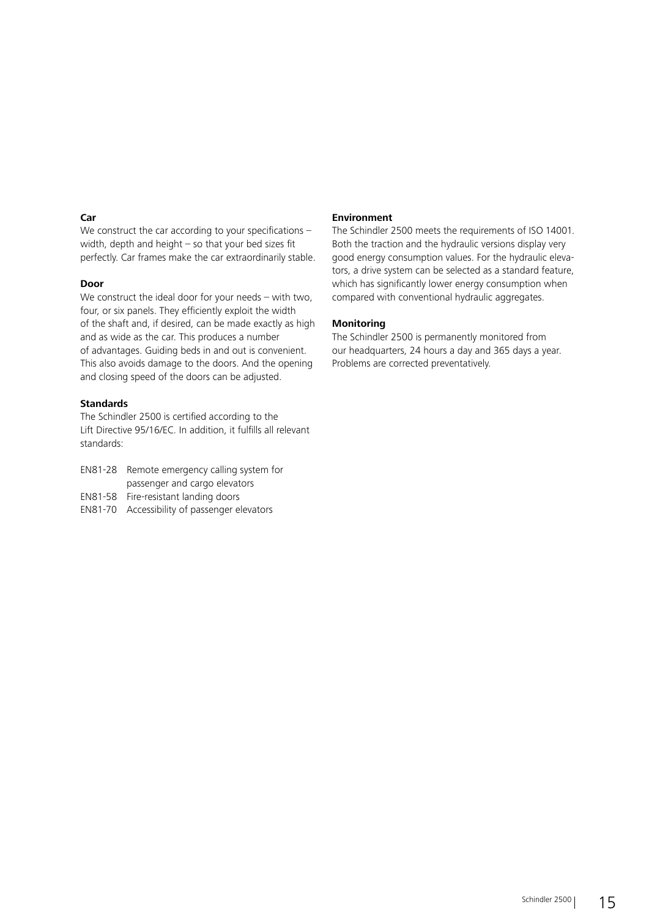**Car**

We construct the car according to your specifications – width, depth and height – so that your bed sizes fit perfectly. Car frames make the car extraordinarily stable.

**Door**

We construct the ideal door for your needs – with two, four, or six panels. They efficiently exploit the width of the shaft and, if desired, can be made exactly as high and as wide as the car. This produces a number of advantages. Guiding beds in and out is convenient. This also avoids damage to the doors. And the opening and closing speed of the doors can be adjusted.

**Standards**

The Schindler 2500 is certified according to the Lift Directive 95/16/EC. In addition, it fulfills all relevant standards:

EN81-28 Remote emergency calling system for passenger and cargo elevators
EN81-58 Fire-resistant landing doors
EN81-70 Accessibility of passenger elevators

**Environment**

The Schindler 2500 meets the requirements of ISO 14001. Both the traction and the hydraulic versions display very good energy consumption values. For the hydraulic elevators, a drive system can be selected as a standard feature, which has significantly lower energy consumption when compared with conventional hydraulic aggregates.

**Monitoring**

The Schindler 2500 is permanently monitored from our headquarters, 24 hours a day and 365 days a year. Problems are corrected preventatively.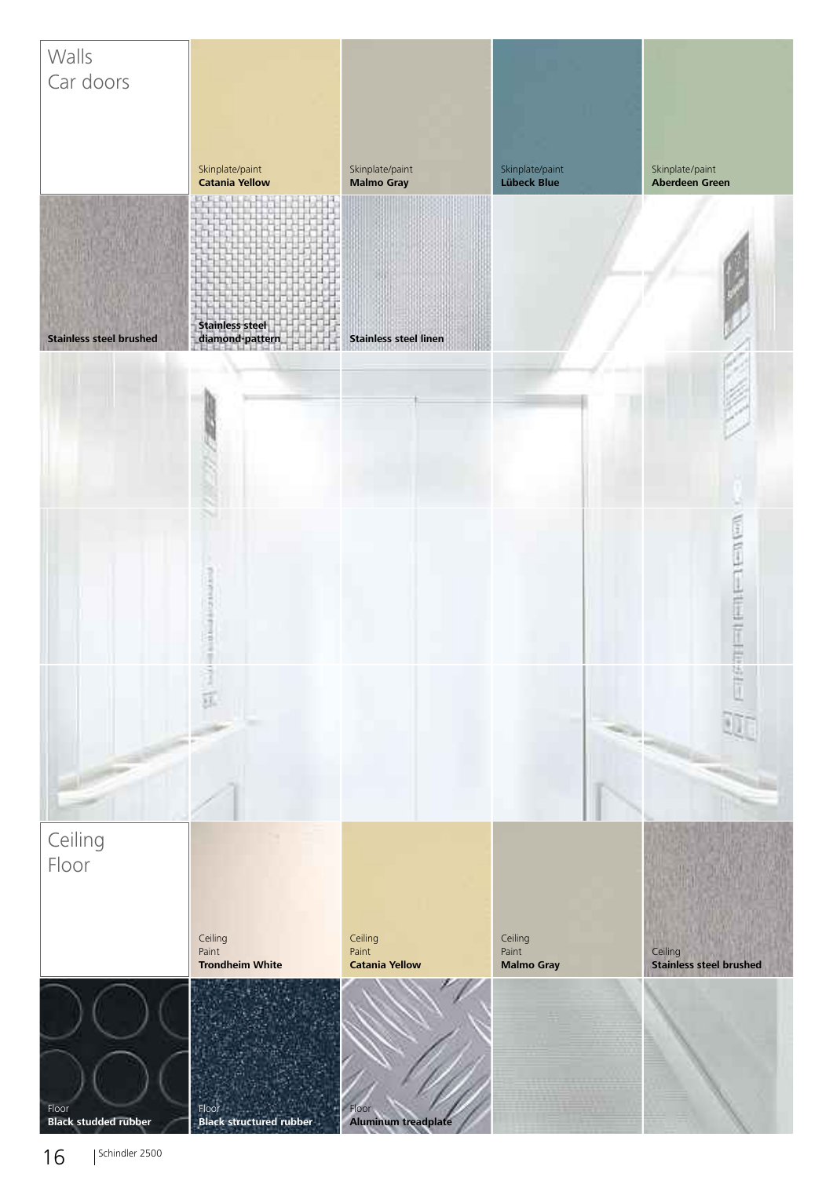## Walls
## Car doors

Skinplate/paint
**Catania Yellow**

Skinplate/paint
**Malmo Gray**

Skinplate/paint
**Lübeck Blue**

Skinplate/paint
**Aberdeen Green**

**Stainless steel brushed**

**Stainless steel diamond pattern**

**Stainless steel linen**

## Ceiling
## Floor

Ceiling
Paint
**Trondheim White**

Ceiling
Paint
**Catania Yellow**

Ceiling
Paint
**Malmo Gray**

Ceiling
**Stainless steel brushed**

Floor
**Black studded rubber**

Floor
**Black structured rubber**

Floor
**Aluminum treadplate**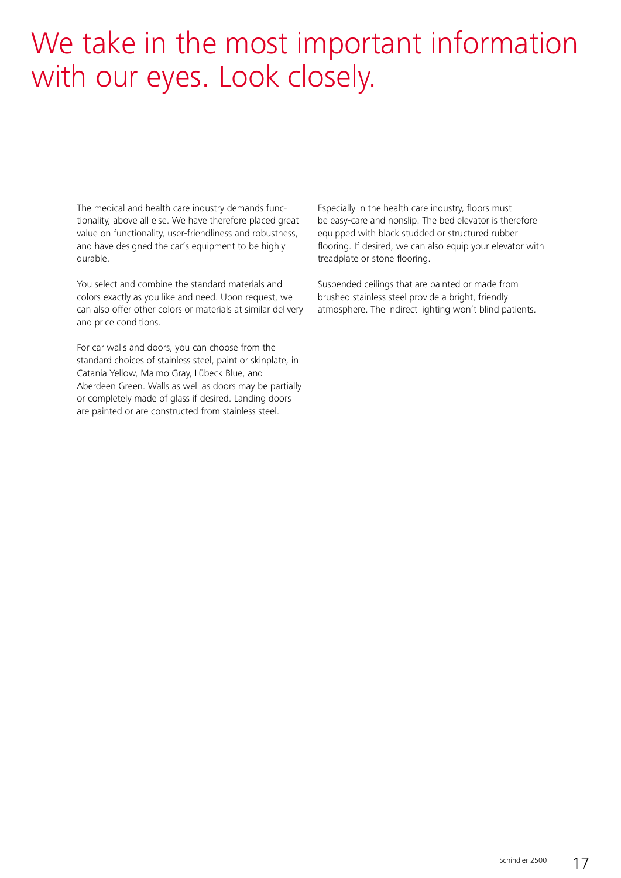# We take in the most important information with our eyes. Look closely.

The medical and health care industry demands functionality, above all else. We have therefore placed great value on functionality, user-friendliness and robustness, and have designed the car's equipment to be highly durable.

You select and combine the standard materials and colors exactly as you like and need. Upon request, we can also offer other colors or materials at similar delivery and price conditions.

For car walls and doors, you can choose from the standard choices of stainless steel, paint or skinplate, in Catania Yellow, Malmo Gray, Lübeck Blue, and Aberdeen Green. Walls as well as doors may be partially or completely made of glass if desired. Landing doors are painted or are constructed from stainless steel.

Especially in the health care industry, floors must be easy-care and nonslip. The bed elevator is therefore equipped with black studded or structured rubber flooring. If desired, we can also equip your elevator with treadplate or stone flooring.

Suspended ceilings that are painted or made from brushed stainless steel provide a bright, friendly atmosphere. The indirect lighting won't blind patients.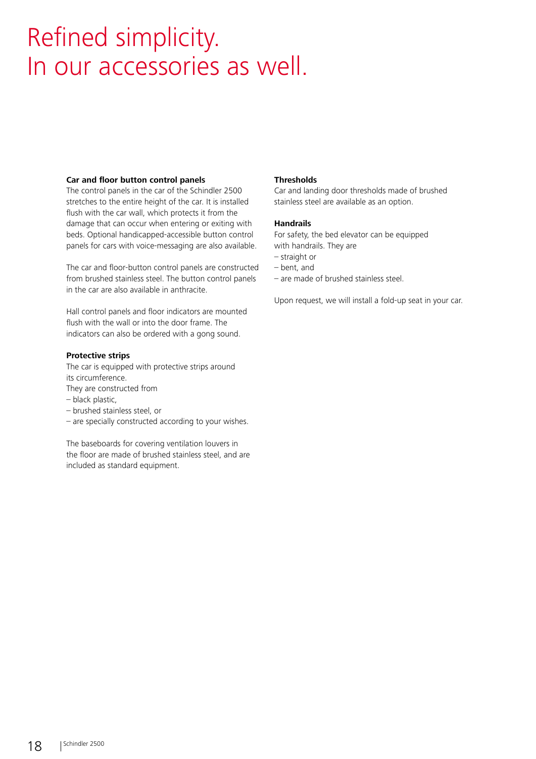# Refined simplicity.
# In our accessories as well.

**Car and floor button control panels**
The control panels in the car of the Schindler 2500 stretches to the entire height of the car. It is installed flush with the car wall, which protects it from the damage that can occur when entering or exiting with beds. Optional handicapped-accessible button control panels for cars with voice-messaging are also available.

The car and floor-button control panels are constructed from brushed stainless steel. The button control panels in the car are also available in anthracite.

Hall control panels and floor indicators are mounted flush with the wall or into the door frame. The indicators can also be ordered with a gong sound.

**Protective strips**
The car is equipped with protective strips around its circumference.
They are constructed from
– black plastic,
– brushed stainless steel, or
– are specially constructed according to your wishes.

The baseboards for covering ventilation louvers in the floor are made of brushed stainless steel, and are included as standard equipment.

**Thresholds**
Car and landing door thresholds made of brushed stainless steel are available as an option.

**Handrails**
For safety, the bed elevator can be equipped with handrails. They are
– straight or
– bent, and
– are made of brushed stainless steel.

Upon request, we will install a fold-up seat in your car.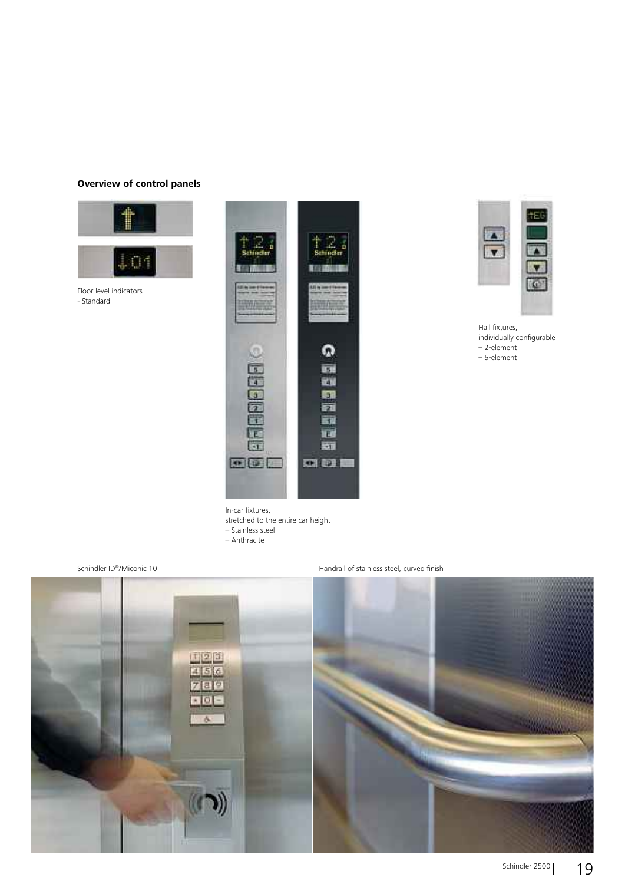## Overview of control panels

Floor level indicators
- Standard

In-car fixtures,
stretched to the entire car height
– Stainless steel
– Anthracite

Hall fixtures,
individually configurable
– 2-element
– 5-element

Schindler ID®/Miconic 10

Handrail of stainless steel, curved finish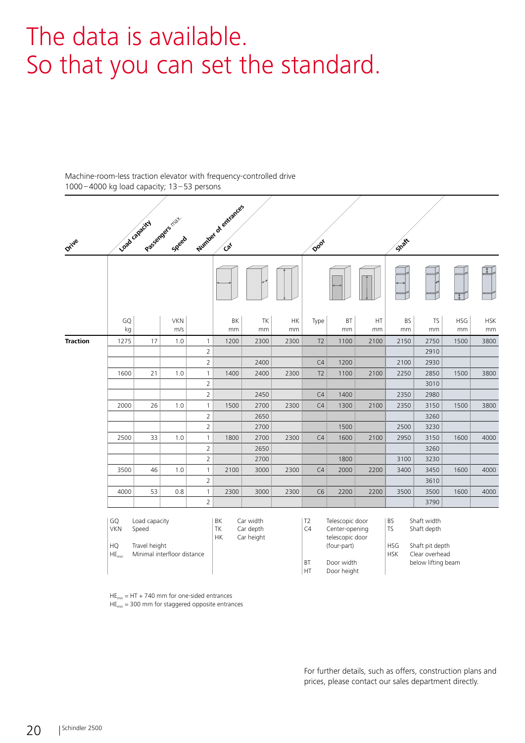# The data is available. So that you can set the standard.

Machine-room-less traction elevator with frequency-controlled drive
1000 – 4000 kg load capacity; 13 – 53 persons

| Drive | Load capacity | Passengers max. | Speed | Number of entrances | Car | | | Door | | | Shaft | | | |
|---|---|---|---|---|---|---|---|---|---|---|---|---|---|---|
| | GQ kg | | VKN m/s | | BK mm | TK mm | HK mm | Type | BT mm | HT mm | BS mm | TS mm | HSG mm | HSK mm |
| **Traction** | 1275 | 17 | 1.0 | 1 | 1200 | 2300 | 2300 | T2 | 1100 | 2100 | 2150 | 2750 | 1500 | 3800 |
| | | | | 2 | | | | | | | | 2910 | | |
| | | | | 2 | | 2400 | | C4 | 1200 | | 2100 | 2930 | | |
| | 1600 | 21 | 1.0 | 1 | 1400 | 2400 | 2300 | T2 | 1100 | 2100 | 2250 | 2850 | 1500 | 3800 |
| | | | | 2 | | | | | | | | 3010 | | |
| | | | | 2 | | 2450 | | C4 | 1400 | | 2350 | 2980 | | |
| | 2000 | 26 | 1.0 | 1 | 1500 | 2700 | 2300 | C4 | 1300 | 2100 | 2350 | 3150 | 1500 | 3800 |
| | | | | 2 | | 2650 | | | | | | 3260 | | |
| | | | | 2 | | 2700 | | | 1500 | | 2500 | 3230 | | |
| | 2500 | 33 | 1.0 | 1 | 1800 | 2700 | 2300 | C4 | 1600 | 2100 | 2950 | 3150 | 1600 | 4000 |
| | | | | 2 | | 2650 | | | | | | 3260 | | |
| | | | | 2 | | 2700 | | | 1800 | | 3100 | 3230 | | |
| | 3500 | 46 | 1.0 | 1 | 2100 | 3000 | 2300 | C4 | 2000 | 2200 | 3400 | 3450 | 1600 | 4000 |
| | | | | 2 | | | | | | | | 3610 | | |
| | 4000 | 53 | 0.8 | 1 | 2300 | 3000 | 2300 | C6 | 2200 | 2200 | 3500 | 3500 | 1600 | 4000 |
| | | | | 2 | | | | | | | | 3790 | | |

GQ Load capacity
VKN Speed

HQ Travel height
$HE_{min}$ Minimal interfloor distance

BK Car width
TK Car depth
HK Car height

T2 Telescopic door
C4 Center-opening telescopic door (four-part)

BT Door width
HT Door height

BS Shaft width
TS Shaft depth

HSG Shaft pit depth
HSK Clear overhead below lifting beam

$HE_{min}$ = HT + 740 mm for one-sided entrances
$HE_{min}$ = 300 mm for staggered opposite entrances

For further details, such as offers, construction plans and prices, please contact our sales department directly.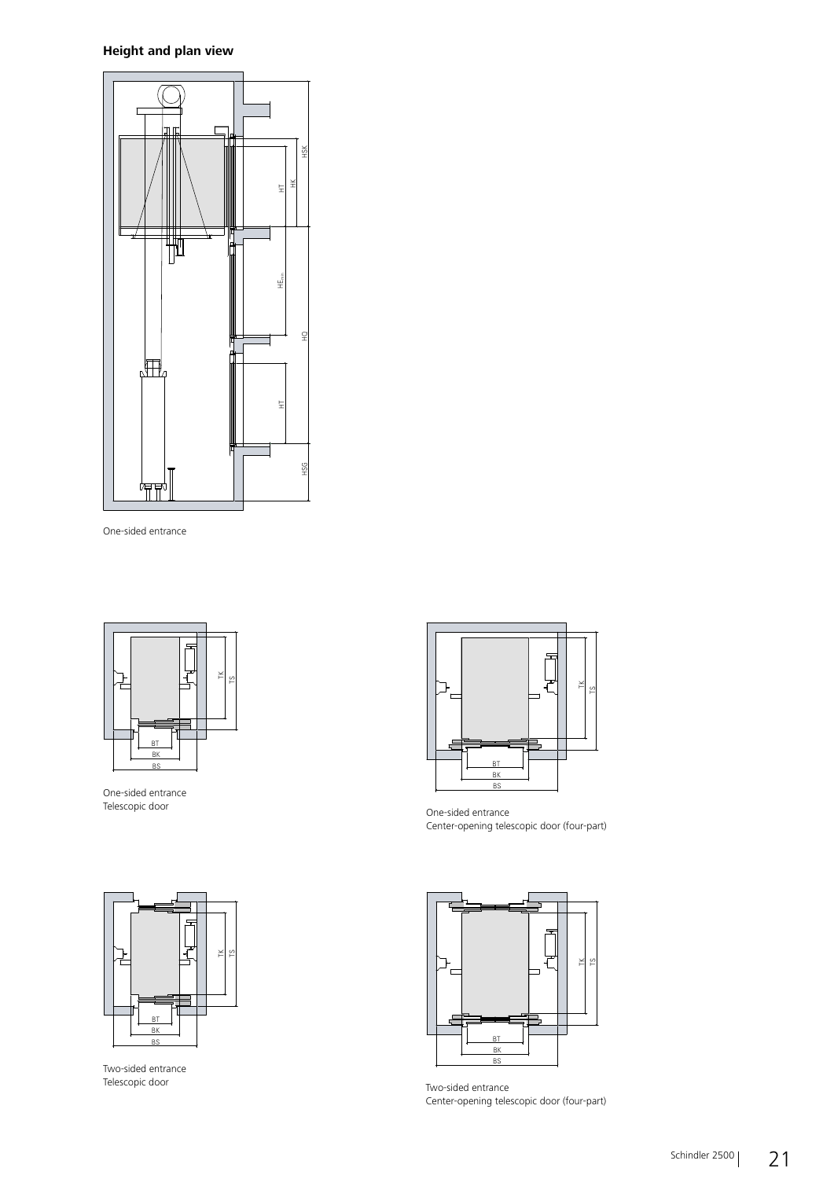## Height and plan view

One-sided entrance

One-sided entrance
Telescopic door

One-sided entrance
Center-opening telescopic door (four-part)

Two-sided entrance
Telescopic door

Two-sided entrance
Center-opening telescopic door (four-part)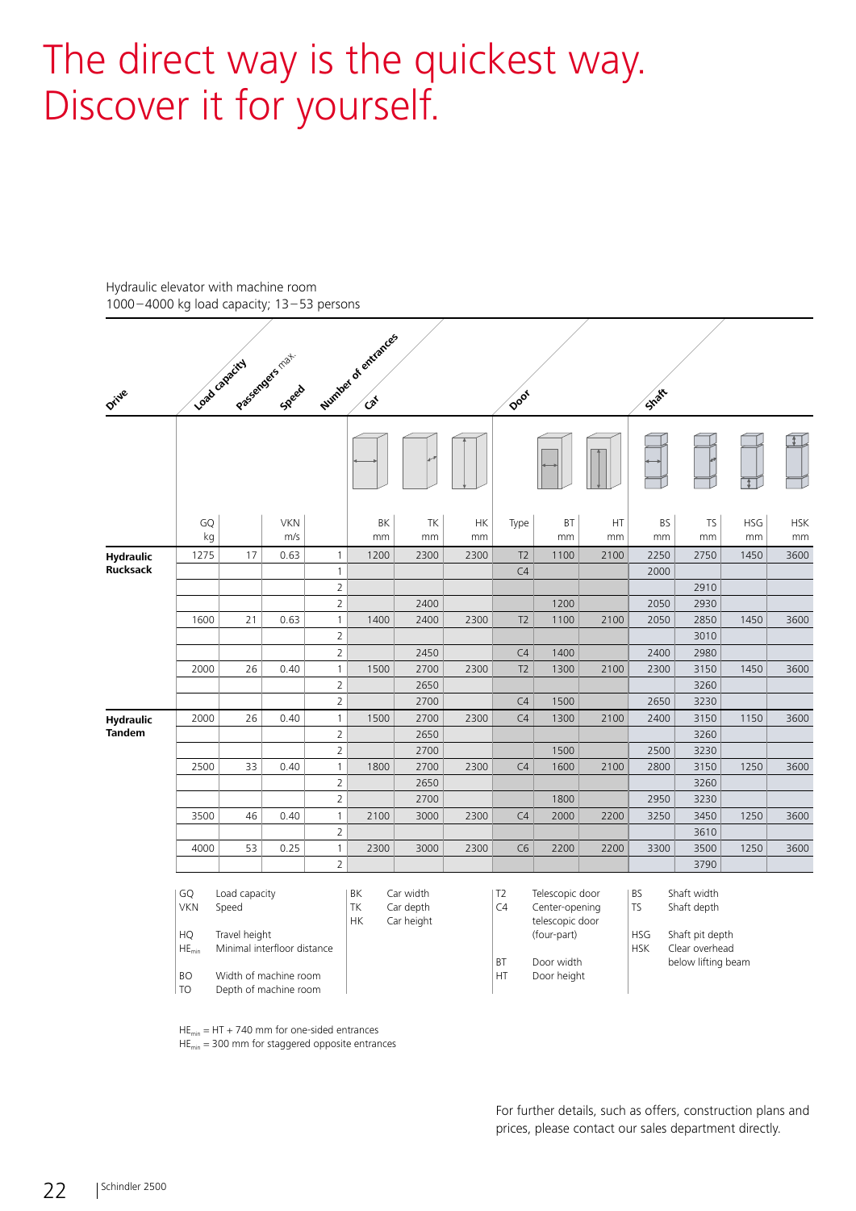# The direct way is the quickest way. Discover it for yourself.

Hydraulic elevator with machine room
1000–4000 kg load capacity; 13–53 persons

| Drive | Load capacity | Passengers max. | Speed | Number of entrances | Car | | | Door | | | Shaft | | | |
|---|---|---|---|---|---|---|---|---|---|---|---|---|---|---|
| | GQ kg | | VKN m/s | | BK mm | TK mm | HK mm | Type | BT mm | HT mm | BS mm | TS mm | HSG mm | HSK mm |
| **Hydraulic Rucksack** | 1275 | 17 | 0.63 | 1 | 1200 | 2300 | 2300 | T2 | 1100 | 2100 | 2250 | 2750 | 1450 | 3600 |
| | | | | 1 | | | | C4 | | | 2000 | | | |
| | | | | 2 | | | | | | | | 2910 | | |
| | | | | 2 | | 2400 | | | 1200 | | 2050 | 2930 | | |
| | 1600 | 21 | 0.63 | 1 | 1400 | 2400 | 2300 | T2 | 1100 | 2100 | 2050 | 2850 | 1450 | 3600 |
| | | | | 2 | | | | | | | | 3010 | | |
| | | | | 2 | | 2450 | | C4 | 1400 | | 2400 | 2980 | | |
| | 2000 | 26 | 0.40 | 1 | 1500 | 2700 | 2300 | T2 | 1300 | 2100 | 2300 | 3150 | 1450 | 3600 |
| | | | | 2 | | 2650 | | | | | | 3260 | | |
| | | | | 2 | | 2700 | | C4 | 1500 | | 2650 | 3230 | | |
| **Hydraulic Tandem** | 2000 | 26 | 0.40 | 1 | 1500 | 2700 | 2300 | C4 | 1300 | 2100 | 2400 | 3150 | 1150 | 3600 |
| | | | | 2 | | 2650 | | | | | | 3260 | | |
| | | | | 2 | | 2700 | | | 1500 | | 2500 | 3230 | | |
| | 2500 | 33 | 0.40 | 1 | 1800 | 2700 | 2300 | C4 | 1600 | 2100 | 2800 | 3150 | 1250 | 3600 |
| | | | | 2 | | 2650 | | | | | | 3260 | | |
| | | | | 2 | | 2700 | | | 1800 | | 2950 | 3230 | | |
| | 3500 | 46 | 0.40 | 1 | 2100 | 3000 | 2300 | C4 | 2000 | 2200 | 3250 | 3450 | 1250 | 3600 |
| | | | | 2 | | | | | | | | 3610 | | |
| | 4000 | 53 | 0.25 | 1 | 2300 | 3000 | 2300 | C6 | 2200 | 2200 | 3300 | 3500 | 1250 | 3600 |
| | | | | 2 | | | | | | | | 3790 | | |

GQ Load capacity
VKN Speed

HQ Travel height
$HE_{min}$ Minimal interfloor distance

BO Width of machine room
TO Depth of machine room

BK Car width
TK Car depth
HK Car height

T2 Telescopic door
C4 Center-opening telescopic door (four-part)

BT Door width
HT Door height

BS Shaft width
TS Shaft depth

HSG Shaft pit depth
HSK Clear overhead below lifting beam

$HE_{min}$ = HT + 740 mm for one-sided entrances
$HE_{min}$ = 300 mm for staggered opposite entrances

For further details, such as offers, construction plans and prices, please contact our sales department directly.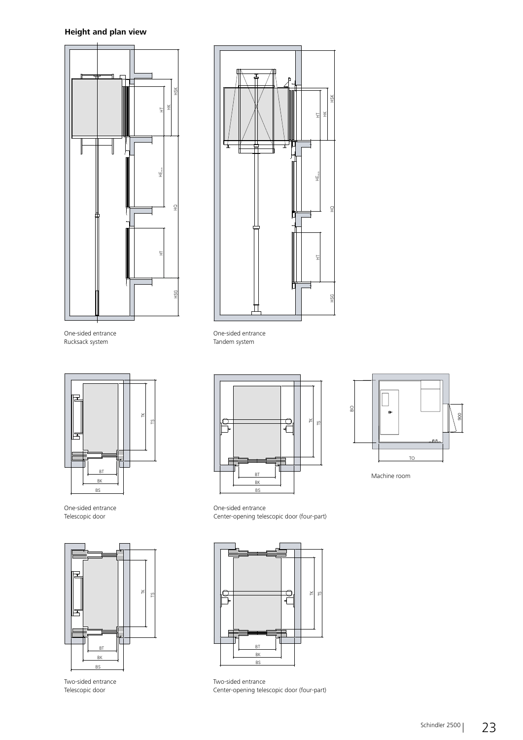## Height and plan view

One-sided entrance
Rucksack system

One-sided entrance
Tandem system

One-sided entrance
Telescopic door

One-sided entrance
Center-opening telescopic door (four-part)

Machine room

Two-sided entrance
Telescopic door

Two-sided entrance
Center-opening telescopic door (four-part)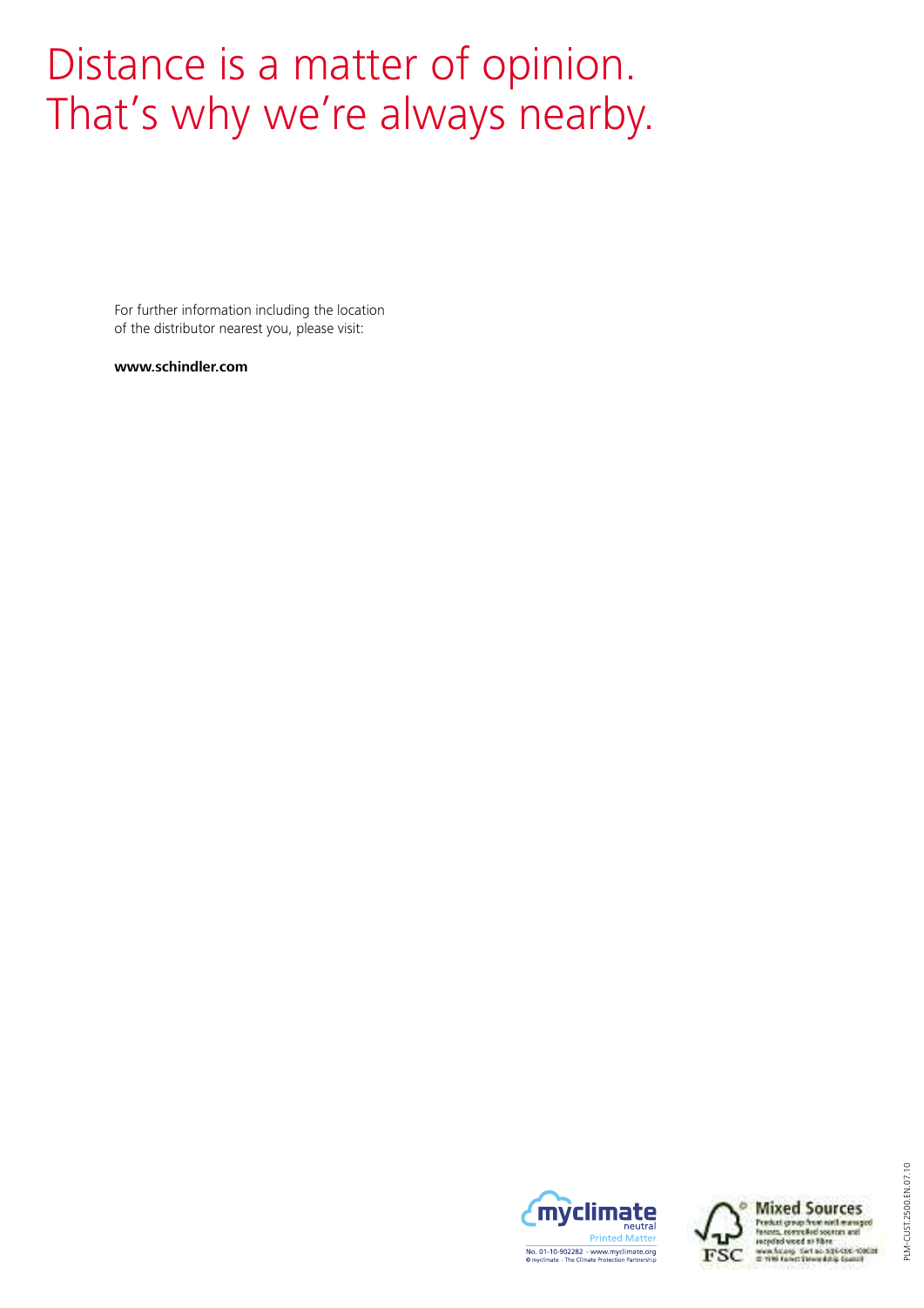# Distance is a matter of opinion.
# That's why we're always nearby.

For further information including the location of the distributor nearest you, please visit:

**www.schindler.com**

myclimate
neutral
Printed Matter
No. 01-10-902282 - www.myclimate.org
© myclimate - The Climate Protection Partnership

Mixed Sources
Product group from well-managed forests, controlled sources and recycled wood or fibre
www.fsc.org Cert no. SQS-COC-100028
© 1996 Forest Stewardship Council

PLM-CUST.2500.EN.07.10